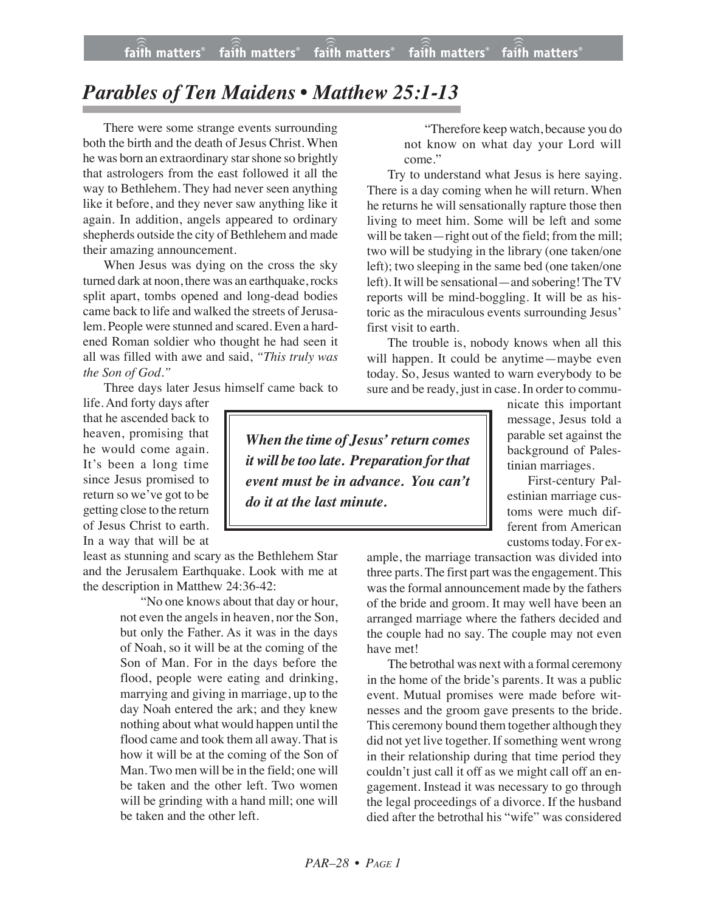# *Parables of Ten Maidens • Matthew 25:1-13*

There were some strange events surrounding both the birth and the death of Jesus Christ. When he was born an extraordinary star shone so brightly that astrologers from the east followed it all the way to Bethlehem. They had never seen anything like it before, and they never saw anything like it again. In addition, angels appeared to ordinary shepherds outside the city of Bethlehem and made their amazing announcement.

When Jesus was dying on the cross the sky turned dark at noon, there was an earthquake, rocks split apart, tombs opened and long-dead bodies came back to life and walked the streets of Jerusalem. People were stunned and scared. Even a hardened Roman soldier who thought he had seen it all was filled with awe and said, *"This truly was the Son of God."*

Three days later Jesus himself came back to life. And forty days after that he ascended back to heaven, promising that he would come again. It's been a long time since Jesus promised to return so we've got to be getting close to the return of Jesus Christ to earth. In a way that will be at least as stunning and scary as the Bethlehem Star and the Jerusalem Earthquake. Look with me at the description in Matthew 24:36-42:

> "No one knows about that day or hour, not even the angels in heaven, nor the Son, but only the Father. As it was in the days of Noah, so it will be at the coming of the Son of Man. For in the days before the flood, people were eating and drinking, marrying and giving in marriage, up to the day Noah entered the ark; and they knew nothing about what would happen until the flood came and took them all away. That is how it will be at the coming of the Son of Man. Two men will be in the field; one will be taken and the other left. Two women will be grinding with a hand mill; one will be taken and the other left.
>
> "Therefore keep watch, because you do not know on what day your Lord will come."

Try to understand what Jesus is here saying. There is a day coming when he will return. When he returns he will sensationally rapture those then living to meet him. Some will be left and some will be taken—right out of the field; from the mill; two will be studying in the library (one taken/one left); two sleeping in the same bed (one taken/one left). It will be sensational—and sobering! The TV reports will be mind-boggling. It will be as historic as the miraculous events surrounding Jesus' first visit to earth.

The trouble is, nobody knows when all this will happen. It could be anytime—maybe even today. So, Jesus wanted to warn everybody to be sure and be ready, just in case. In order to communicate this important message, Jesus told a parable set against the background of Palestinian marriages.

> ***When the time of Jesus' return comes it will be too late. Preparation for that event must be in advance. You can't do it at the last minute.***

First-century Palestinian marriage customs were much different from American customs today. For example, the marriage transaction was divided into three parts. The first part was the engagement. This was the formal announcement made by the fathers of the bride and groom. It may well have been an arranged marriage where the fathers decided and the couple had no say. The couple may not even have met!

The betrothal was next with a formal ceremony in the home of the bride's parents. It was a public event. Mutual promises were made before witnesses and the groom gave presents to the bride. This ceremony bound them together although they did not yet live together. If something went wrong in their relationship during that time period they couldn't just call it off as we might call off an engagement. Instead it was necessary to go through the legal proceedings of a divorce. If the husband died after the betrothal his "wife" was considered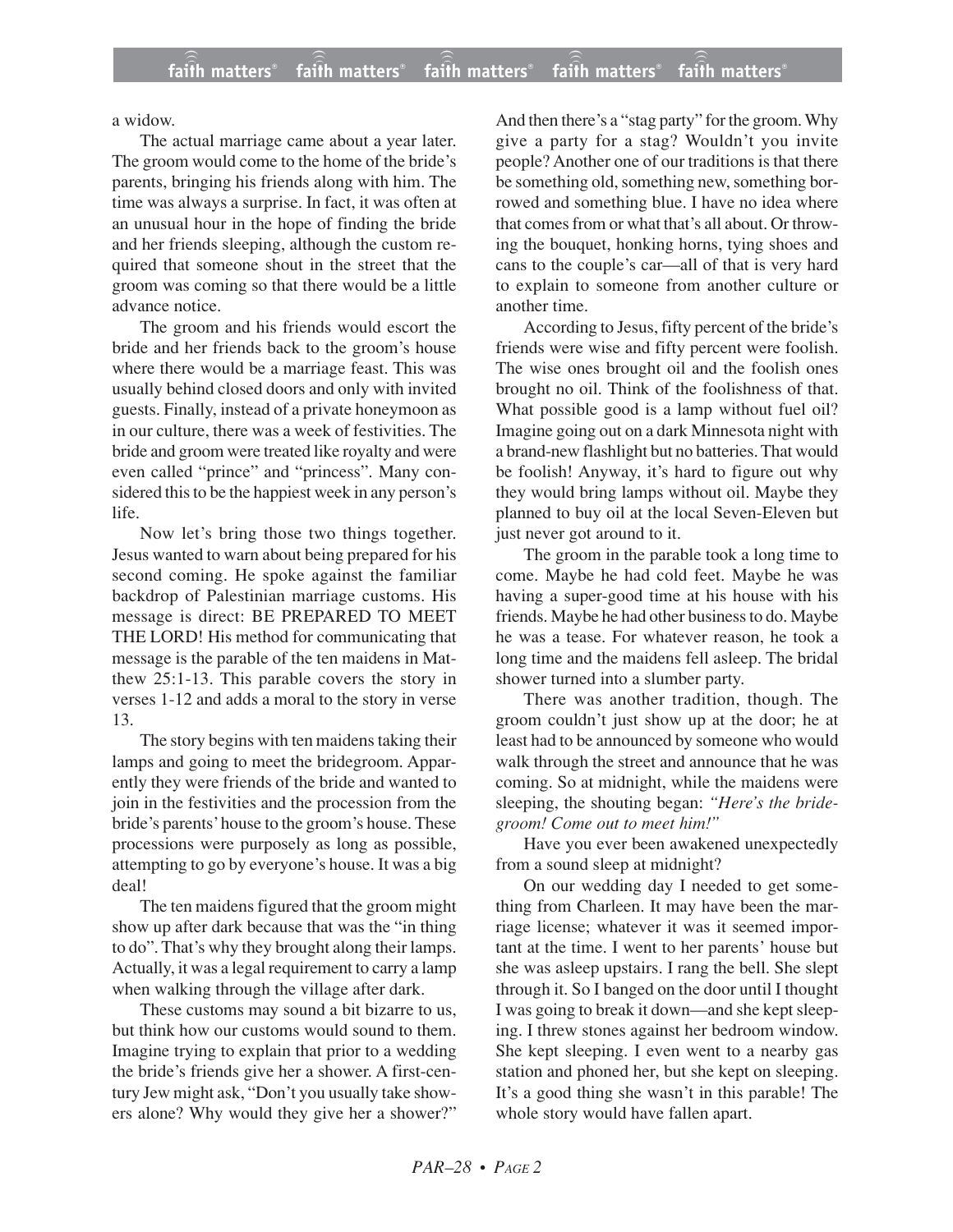a widow.

The actual marriage came about a year later. The groom would come to the home of the bride's parents, bringing his friends along with him. The time was always a surprise. In fact, it was often at an unusual hour in the hope of finding the bride and her friends sleeping, although the custom required that someone shout in the street that the groom was coming so that there would be a little advance notice.

The groom and his friends would escort the bride and her friends back to the groom's house where there would be a marriage feast. This was usually behind closed doors and only with invited guests. Finally, instead of a private honeymoon as in our culture, there was a week of festivities. The bride and groom were treated like royalty and were even called "prince" and "princess". Many considered this to be the happiest week in any person's life.

Now let's bring those two things together. Jesus wanted to warn about being prepared for his second coming. He spoke against the familiar backdrop of Palestinian marriage customs. His message is direct: BE PREPARED TO MEET THE LORD! His method for communicating that message is the parable of the ten maidens in Matthew 25:1-13. This parable covers the story in verses 1-12 and adds a moral to the story in verse 13.

The story begins with ten maidens taking their lamps and going to meet the bridegroom. Apparently they were friends of the bride and wanted to join in the festivities and the procession from the bride's parents' house to the groom's house. These processions were purposely as long as possible, attempting to go by everyone's house. It was a big deal!

The ten maidens figured that the groom might show up after dark because that was the "in thing to do". That's why they brought along their lamps. Actually, it was a legal requirement to carry a lamp when walking through the village after dark.

These customs may sound a bit bizarre to us, but think how our customs would sound to them. Imagine trying to explain that prior to a wedding the bride's friends give her a shower. A first-century Jew might ask, "Don't you usually take showers alone? Why would they give her a shower?" And then there's a "stag party" for the groom. Why give a party for a stag? Wouldn't you invite people? Another one of our traditions is that there be something old, something new, something borrowed and something blue. I have no idea where that comes from or what that's all about. Or throwing the bouquet, honking horns, tying shoes and cans to the couple's car—all of that is very hard to explain to someone from another culture or another time.

According to Jesus, fifty percent of the bride's friends were wise and fifty percent were foolish. The wise ones brought oil and the foolish ones brought no oil. Think of the foolishness of that. What possible good is a lamp without fuel oil? Imagine going out on a dark Minnesota night with a brand-new flashlight but no batteries. That would be foolish! Anyway, it's hard to figure out why they would bring lamps without oil. Maybe they planned to buy oil at the local Seven-Eleven but just never got around to it.

The groom in the parable took a long time to come. Maybe he had cold feet. Maybe he was having a super-good time at his house with his friends. Maybe he had other business to do. Maybe he was a tease. For whatever reason, he took a long time and the maidens fell asleep. The bridal shower turned into a slumber party.

There was another tradition, though. The groom couldn't just show up at the door; he at least had to be announced by someone who would walk through the street and announce that he was coming. So at midnight, while the maidens were sleeping, the shouting began: *"Here's the bridegroom! Come out to meet him!"*

Have you ever been awakened unexpectedly from a sound sleep at midnight?

On our wedding day I needed to get something from Charleen. It may have been the marriage license; whatever it was it seemed important at the time. I went to her parents' house but she was asleep upstairs. I rang the bell. She slept through it. So I banged on the door until I thought I was going to break it down—and she kept sleeping. I threw stones against her bedroom window. She kept sleeping. I even went to a nearby gas station and phoned her, but she kept on sleeping. It's a good thing she wasn't in this parable! The whole story would have fallen apart.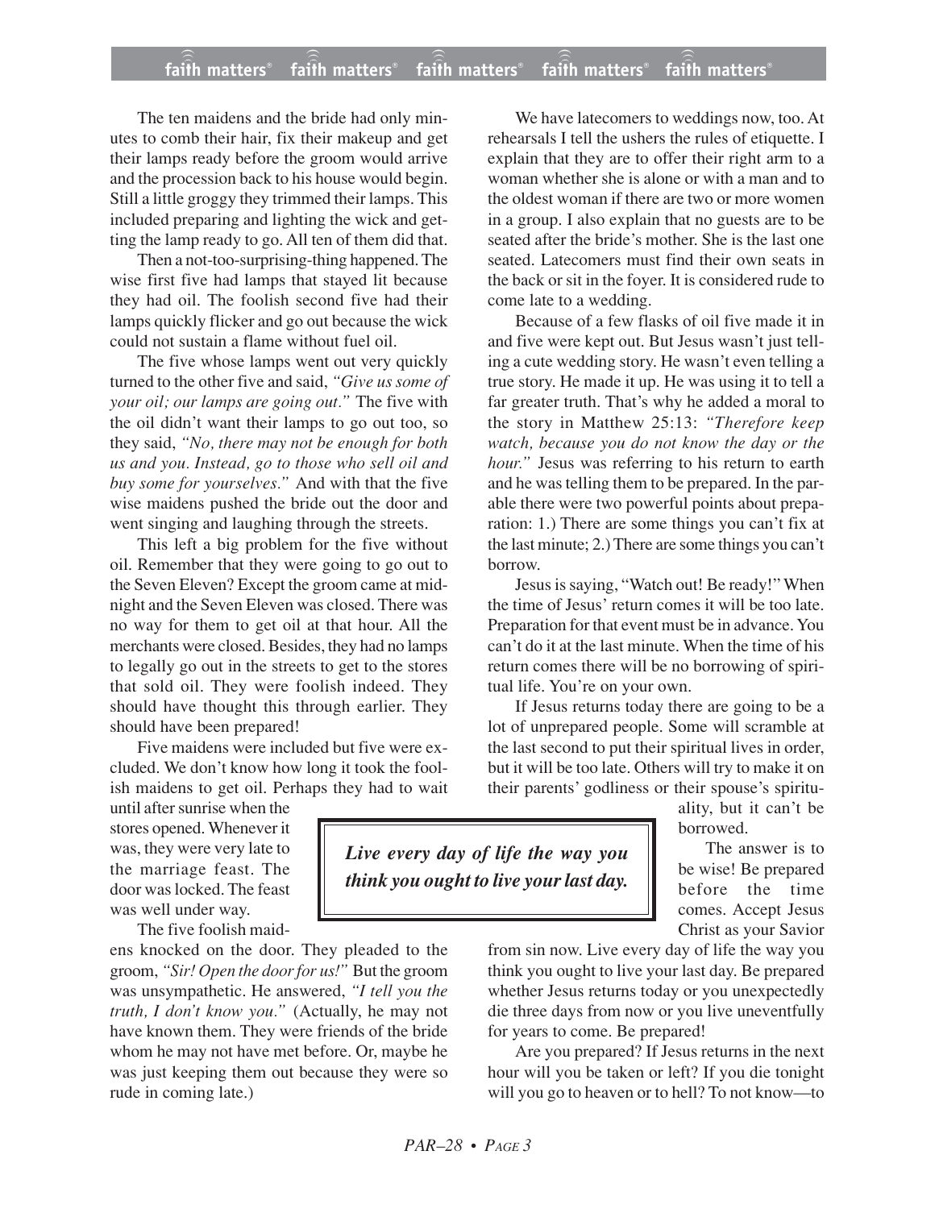The ten maidens and the bride had only minutes to comb their hair, fix their makeup and get their lamps ready before the groom would arrive and the procession back to his house would begin. Still a little groggy they trimmed their lamps. This included preparing and lighting the wick and getting the lamp ready to go. All ten of them did that.

Then a not-too-surprising-thing happened. The wise first five had lamps that stayed lit because they had oil. The foolish second five had their lamps quickly flicker and go out because the wick could not sustain a flame without fuel oil.

The five whose lamps went out very quickly turned to the other five and said, *"Give us some of your oil; our lamps are going out."* The five with the oil didn't want their lamps to go out too, so they said, *"No, there may not be enough for both us and you. Instead, go to those who sell oil and buy some for yourselves."* And with that the five wise maidens pushed the bride out the door and went singing and laughing through the streets.

This left a big problem for the five without oil. Remember that they were going to go out to the Seven Eleven? Except the groom came at midnight and the Seven Eleven was closed. There was no way for them to get oil at that hour. All the merchants were closed. Besides, they had no lamps to legally go out in the streets to get to the stores that sold oil. They were foolish indeed. They should have thought this through earlier. They should have been prepared!

Five maidens were included but five were excluded. We don't know how long it took the foolish maidens to get oil. Perhaps they had to wait until after sunrise when the stores opened. Whenever it was, they were very late to the marriage feast. The door was locked. The feast was well under way.

The five foolish maidens knocked on the door. They pleaded to the groom, *"Sir! Open the door for us!"* But the groom was unsympathetic. He answered, *"I tell you the truth, I don't know you."* (Actually, he may not have known them. They were friends of the bride whom he may not have met before. Or, maybe he was just keeping them out because they were so rude in coming late.)

We have latecomers to weddings now, too. At rehearsals I tell the ushers the rules of etiquette. I explain that they are to offer their right arm to a woman whether she is alone or with a man and to the oldest woman if there are two or more women in a group. I also explain that no guests are to be seated after the bride's mother. She is the last one seated. Latecomers must find their own seats in the back or sit in the foyer. It is considered rude to come late to a wedding.

Because of a few flasks of oil five made it in and five were kept out. But Jesus wasn't just telling a cute wedding story. He wasn't even telling a true story. He made it up. He was using it to tell a far greater truth. That's why he added a moral to the story in Matthew 25:13: *"Therefore keep watch, because you do not know the day or the hour."* Jesus was referring to his return to earth and he was telling them to be prepared. In the parable there were two powerful points about preparation: 1.) There are some things you can't fix at the last minute; 2.) There are some things you can't borrow.

Jesus is saying, "Watch out! Be ready!" When the time of Jesus' return comes it will be too late. Preparation for that event must be in advance. You can't do it at the last minute. When the time of his return comes there will be no borrowing of spiritual life. You're on your own.

If Jesus returns today there are going to be a lot of unprepared people. Some will scramble at the last second to put their spiritual lives in order, but it will be too late. Others will try to make it on their parents' godliness or their spouse's spirituality, but it can't be borrowed.

> ***Live every day of life the way you think you ought to live your last day.***

The answer is to be wise! Be prepared before the time comes. Accept Jesus Christ as your Savior from sin now. Live every day of life the way you think you ought to live your last day. Be prepared whether Jesus returns today or you unexpectedly die three days from now or you live uneventfully for years to come. Be prepared!

Are you prepared? If Jesus returns in the next hour will you be taken or left? If you die tonight will you go to heaven or to hell? To not know—to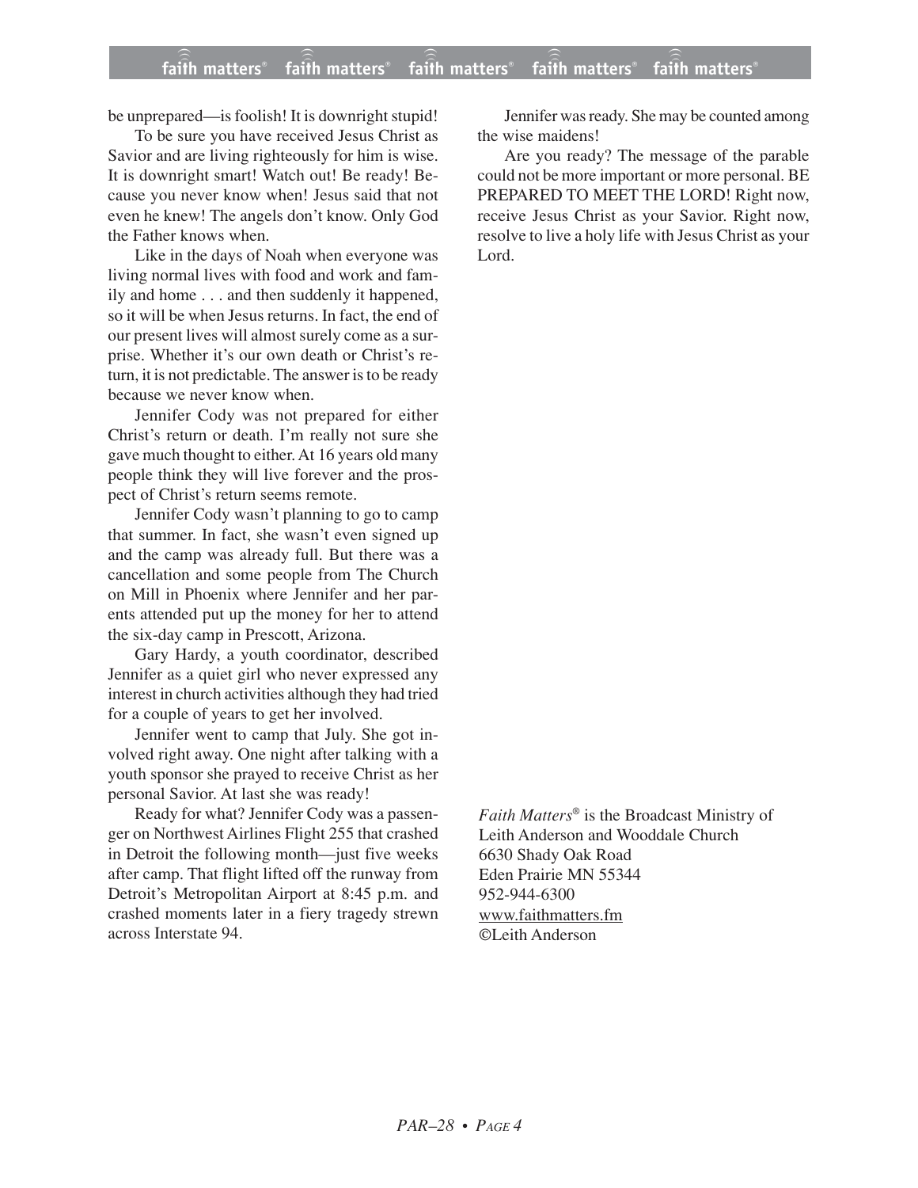be unprepared—is foolish! It is downright stupid!

To be sure you have received Jesus Christ as Savior and are living righteously for him is wise. It is downright smart! Watch out! Be ready! Because you never know when! Jesus said that not even he knew! The angels don't know. Only God the Father knows when.

Like in the days of Noah when everyone was living normal lives with food and work and family and home . . . and then suddenly it happened, so it will be when Jesus returns. In fact, the end of our present lives will almost surely come as a surprise. Whether it's our own death or Christ's return, it is not predictable. The answer is to be ready because we never know when.

Jennifer Cody was not prepared for either Christ's return or death. I'm really not sure she gave much thought to either. At 16 years old many people think they will live forever and the prospect of Christ's return seems remote.

Jennifer Cody wasn't planning to go to camp that summer. In fact, she wasn't even signed up and the camp was already full. But there was a cancellation and some people from The Church on Mill in Phoenix where Jennifer and her parents attended put up the money for her to attend the six-day camp in Prescott, Arizona.

Gary Hardy, a youth coordinator, described Jennifer as a quiet girl who never expressed any interest in church activities although they had tried for a couple of years to get her involved.

Jennifer went to camp that July. She got involved right away. One night after talking with a youth sponsor she prayed to receive Christ as her personal Savior. At last she was ready!

Ready for what? Jennifer Cody was a passenger on Northwest Airlines Flight 255 that crashed in Detroit the following month—just five weeks after camp. That flight lifted off the runway from Detroit's Metropolitan Airport at 8:45 p.m. and crashed moments later in a fiery tragedy strewn across Interstate 94.

Jennifer was ready. She may be counted among the wise maidens!

Are you ready? The message of the parable could not be more important or more personal. BE PREPARED TO MEET THE LORD! Right now, receive Jesus Christ as your Savior. Right now, resolve to live a holy life with Jesus Christ as your Lord.

*Faith Matters*® is the Broadcast Ministry of
Leith Anderson and Wooddale Church
6630 Shady Oak Road
Eden Prairie MN 55344
952-944-6300
www.faithmatters.fm
©Leith Anderson